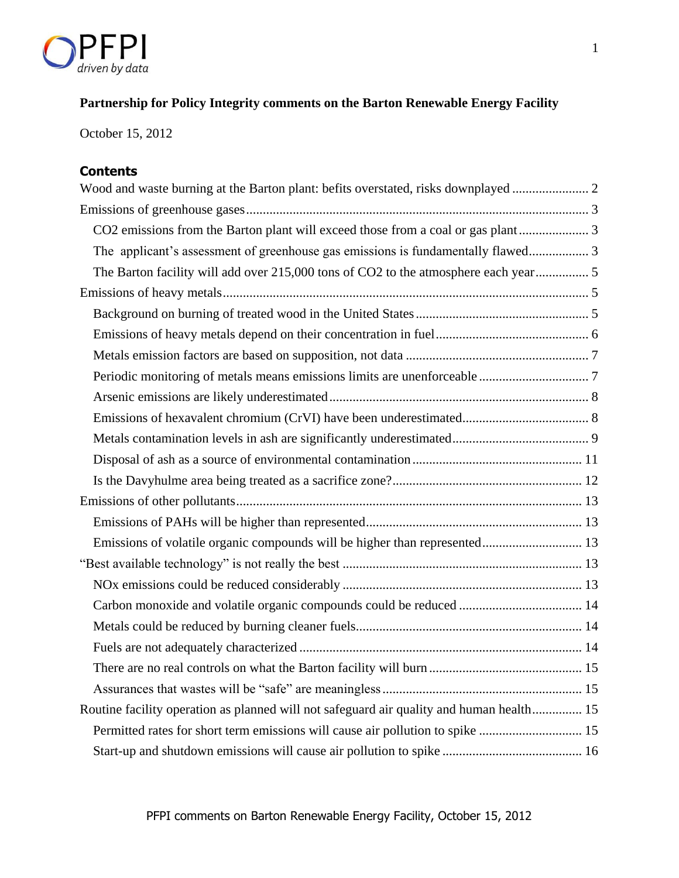**Partnership for Policy Integrity comments on the Barton Renewable Energy Facility**

October 15, 2012

## Contents

Wood and waste burning at the Barton plant: befits overstated, risks downplayed ....................... 2

Emissions of greenhouse gases ....................................................................................................... 3

- $CO_2$ emissions from the Barton plant will exceed those from a coal or gas plant ..................... 3
- The applicant's assessment of greenhouse gas emissions is fundamentally flawed .................. 3
- The Barton facility will add over 215,000 tons of $CO_2$ to the atmosphere each year ................ 5

Emissions of heavy metals ............................................................................................................. 5

- Background on burning of treated wood in the United States .................................................... 5
- Emissions of heavy metals depend on their concentration in fuel ............................................. 6
- Metals emission factors are based on supposition, not data ....................................................... 7
- Periodic monitoring of metals means emissions limits are unenforceable ................................. 7
- Arsenic emissions are likely underestimated .............................................................................. 8
- Emissions of hexavalent chromium (CrVI) have been underestimated ...................................... 8
- Metals contamination levels in ash are significantly underestimated ......................................... 9
- Disposal of ash as a source of environmental contamination ................................................... 11
- Is the Davyhulme area being treated as a sacrifice zone? ......................................................... 12

Emissions of other pollutants ........................................................................................................ 13

- Emissions of PAHs will be higher than represented ................................................................. 13
- Emissions of volatile organic compounds will be higher than represented .............................. 13

"Best available technology" is not really the best ........................................................................ 13

- NOx emissions could be reduced considerably ........................................................................ 13
- Carbon monoxide and volatile organic compounds could be reduced ..................................... 14
- Metals could be reduced by burning cleaner fuels .................................................................... 14
- Fuels are not adequately characterized ..................................................................................... 14
- There are no real controls on what the Barton facility will burn .............................................. 15
- Assurances that wastes will be "safe" are meaningless ............................................................ 15

Routine facility operation as planned will not safeguard air quality and human health ............... 15

- Permitted rates for short term emissions will cause air pollution to spike ............................... 15
- Start-up and shutdown emissions will cause air pollution to spike .......................................... 16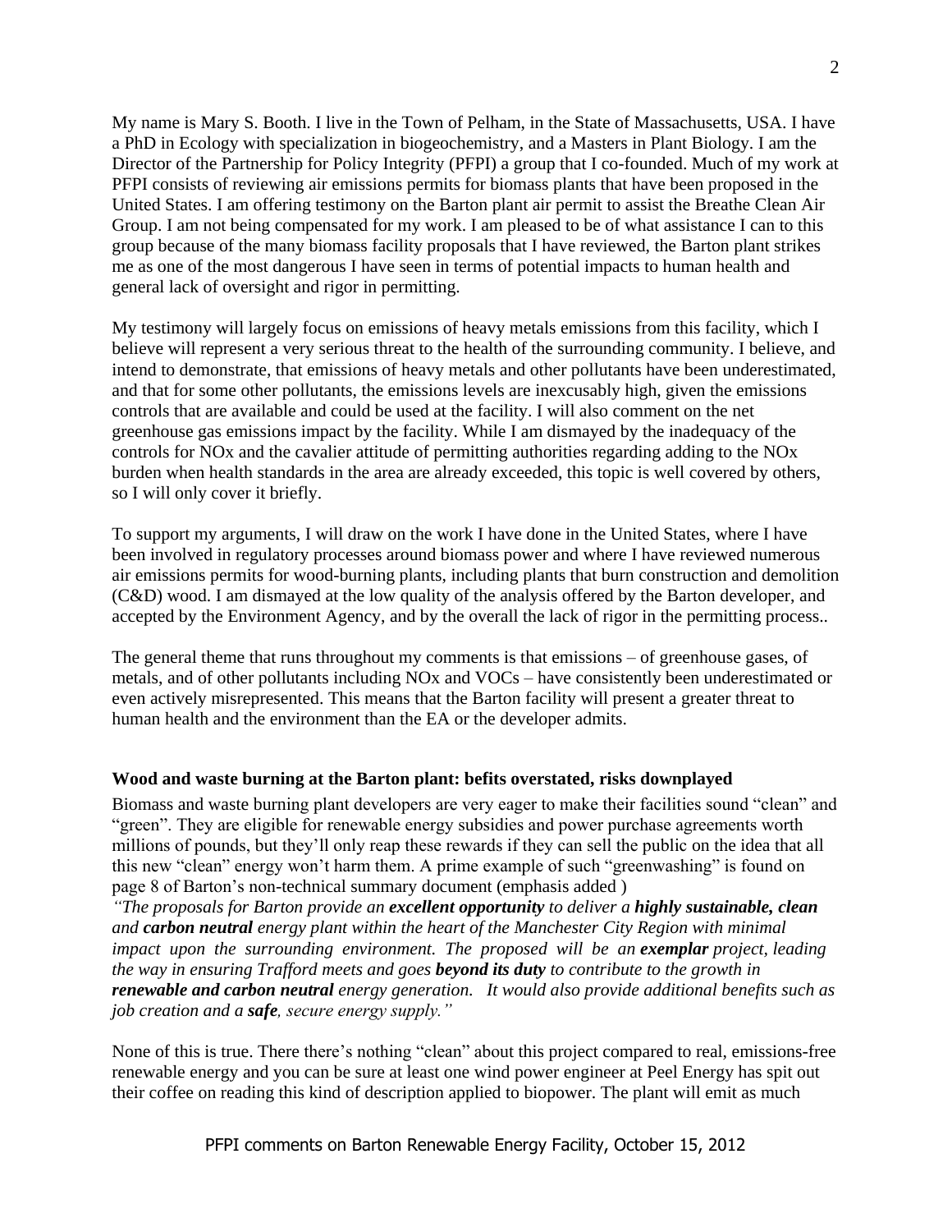My name is Mary S. Booth. I live in the Town of Pelham, in the State of Massachusetts, USA. I have a PhD in Ecology with specialization in biogeochemistry, and a Masters in Plant Biology. I am the Director of the Partnership for Policy Integrity (PFPI) a group that I co-founded. Much of my work at PFPI consists of reviewing air emissions permits for biomass plants that have been proposed in the United States. I am offering testimony on the Barton plant air permit to assist the Breathe Clean Air Group. I am not being compensated for my work. I am pleased to be of what assistance I can to this group because of the many biomass facility proposals that I have reviewed, the Barton plant strikes me as one of the most dangerous I have seen in terms of potential impacts to human health and general lack of oversight and rigor in permitting.

My testimony will largely focus on emissions of heavy metals emissions from this facility, which I believe will represent a very serious threat to the health of the surrounding community. I believe, and intend to demonstrate, that emissions of heavy metals and other pollutants have been underestimated, and that for some other pollutants, the emissions levels are inexcusably high, given the emissions controls that are available and could be used at the facility. I will also comment on the net greenhouse gas emissions impact by the facility. While I am dismayed by the inadequacy of the controls for NOx and the cavalier attitude of permitting authorities regarding adding to the NOx burden when health standards in the area are already exceeded, this topic is well covered by others, so I will only cover it briefly.

To support my arguments, I will draw on the work I have done in the United States, where I have been involved in regulatory processes around biomass power and where I have reviewed numerous air emissions permits for wood-burning plants, including plants that burn construction and demolition (C&D) wood. I am dismayed at the low quality of the analysis offered by the Barton developer, and accepted by the Environment Agency, and by the overall the lack of rigor in the permitting process..

The general theme that runs throughout my comments is that emissions – of greenhouse gases, of metals, and of other pollutants including NOx and VOCs – have consistently been underestimated or even actively misrepresented. This means that the Barton facility will present a greater threat to human health and the environment than the EA or the developer admits.

**Wood and waste burning at the Barton plant: befits overstated, risks downplayed**

Biomass and waste burning plant developers are very eager to make their facilities sound "clean" and "green". They are eligible for renewable energy subsidies and power purchase agreements worth millions of pounds, but they'll only reap these rewards if they can sell the public on the idea that all this new "clean" energy won't harm them. A prime example of such "greenwashing" is found on page 8 of Barton's non-technical summary document (emphasis added )

*"The proposals for Barton provide an **excellent opportunity** to deliver a **highly sustainable, clean** and **carbon neutral** energy plant within the heart of the Manchester City Region with minimal impact upon the surrounding environment. The proposed will be an **exemplar** project, leading the way in ensuring Trafford meets and goes **beyond its duty** to contribute to the growth in **renewable and carbon neutral** energy generation. It would also provide additional benefits such as job creation and a **safe**, secure energy supply."*

None of this is true. There there's nothing "clean" about this project compared to real, emissions-free renewable energy and you can be sure at least one wind power engineer at Peel Energy has spit out their coffee on reading this kind of description applied to biopower. The plant will emit as much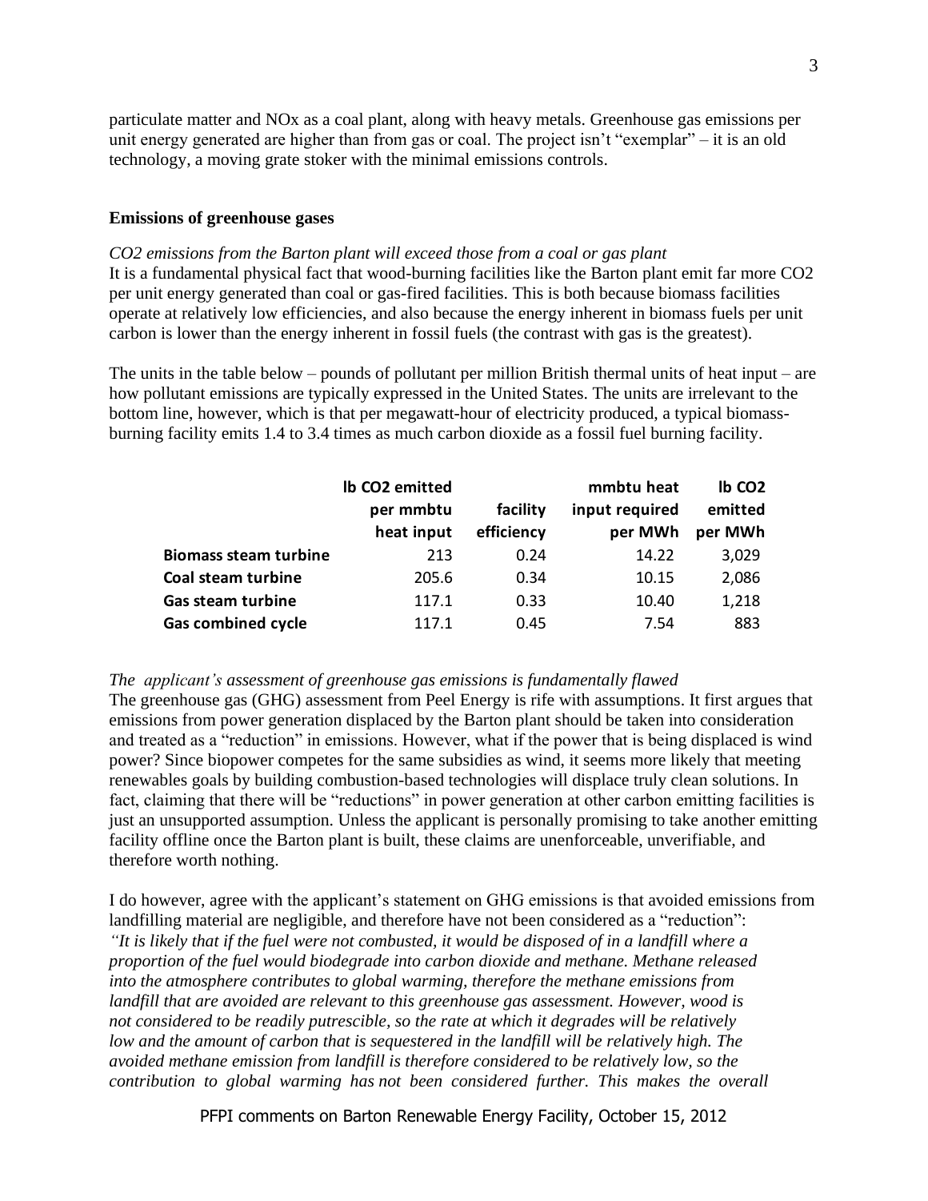particulate matter and NOx as a coal plant, along with heavy metals. Greenhouse gas emissions per unit energy generated are higher than from gas or coal. The project isn't "exemplar" – it is an old technology, a moving grate stoker with the minimal emissions controls.

**Emissions of greenhouse gases**

*$CO_2$ emissions from the Barton plant will exceed those from a coal or gas plant*

It is a fundamental physical fact that wood-burning facilities like the Barton plant emit far more $CO_2$ per unit energy generated than coal or gas-fired facilities. This is both because biomass facilities operate at relatively low efficiencies, and also because the energy inherent in biomass fuels per unit carbon is lower than the energy inherent in fossil fuels (the contrast with gas is the greatest).

The units in the table below – pounds of pollutant per million British thermal units of heat input – are how pollutant emissions are typically expressed in the United States. The units are irrelevant to the bottom line, however, which is that per megawatt-hour of electricity produced, a typical biomass-burning facility emits 1.4 to 3.4 times as much carbon dioxide as a fossil fuel burning facility.

| | lb $CO_2$ emitted per mmbtu heat input | facility efficiency | mmbtu heat input required per MWh | lb $CO_2$ emitted per MWh |
|---|---|---|---|---|
| **Biomass steam turbine** | 213 | 0.24 | 14.22 | 3,029 |
| **Coal steam turbine** | 205.6 | 0.34 | 10.15 | 2,086 |
| **Gas steam turbine** | 117.1 | 0.33 | 10.40 | 1,218 |
| **Gas combined cycle** | 117.1 | 0.45 | 7.54 | 883 |

*The applicant's assessment of greenhouse gas emissions is fundamentally flawed*

The greenhouse gas (GHG) assessment from Peel Energy is rife with assumptions. It first argues that emissions from power generation displaced by the Barton plant should be taken into consideration and treated as a "reduction" in emissions. However, what if the power that is being displaced is wind power? Since biopower competes for the same subsidies as wind, it seems more likely that meeting renewables goals by building combustion-based technologies will displace truly clean solutions. In fact, claiming that there will be "reductions" in power generation at other carbon emitting facilities is just an unsupported assumption. Unless the applicant is personally promising to take another emitting facility offline once the Barton plant is built, these claims are unenforceable, unverifiable, and therefore worth nothing.

I do however, agree with the applicant's statement on GHG emissions is that avoided emissions from landfilling material are negligible, and therefore have not been considered as a "reduction":
*"It is likely that if the fuel were not combusted, it would be disposed of in a landfill where a proportion of the fuel would biodegrade into carbon dioxide and methane. Methane released into the atmosphere contributes to global warming, therefore the methane emissions from landfill that are avoided are relevant to this greenhouse gas assessment. However, wood is not considered to be readily putrescible, so the rate at which it degrades will be relatively low and the amount of carbon that is sequestered in the landfill will be relatively high. The avoided methane emission from landfill is therefore considered to be relatively low, so the contribution to global warming has not been considered further. This makes the overall*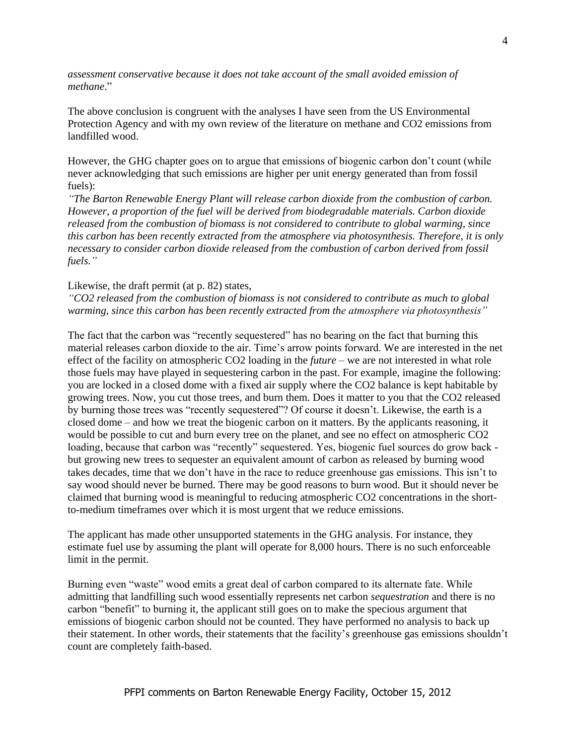*assessment conservative because it does not take account of the small avoided emission of methane*."

The above conclusion is congruent with the analyses I have seen from the US Environmental Protection Agency and with my own review of the literature on methane and $CO_2$ emissions from landfilled wood.

However, the GHG chapter goes on to argue that emissions of biogenic carbon don't count (while never acknowledging that such emissions are higher per unit energy generated than from fossil fuels):

*"The Barton Renewable Energy Plant will release carbon dioxide from the combustion of carbon. However, a proportion of the fuel will be derived from biodegradable materials. Carbon dioxide released from the combustion of biomass is not considered to contribute to global warming, since this carbon has been recently extracted from the atmosphere via photosynthesis. Therefore, it is only necessary to consider carbon dioxide released from the combustion of carbon derived from fossil fuels."*

Likewise, the draft permit (at p. 82) states,

*"CO2 released from the combustion of biomass is not considered to contribute as much to global warming, since this carbon has been recently extracted from the atmosphere via photosynthesis"*

The fact that the carbon was "recently sequestered" has no bearing on the fact that burning this material releases carbon dioxide to the air. Time's arrow points forward. We are interested in the net effect of the facility on atmospheric $CO_2$ loading in the *future* – we are not interested in what role those fuels may have played in sequestering carbon in the past. For example, imagine the following: you are locked in a closed dome with a fixed air supply where the $CO_2$ balance is kept habitable by growing trees. Now, you cut those trees, and burn them. Does it matter to you that the $CO_2$ released by burning those trees was "recently sequestered"? Of course it doesn't. Likewise, the earth is a closed dome – and how we treat the biogenic carbon on it matters. By the applicants reasoning, it would be possible to cut and burn every tree on the planet, and see no effect on atmospheric $CO_2$ loading, because that carbon was "recently" sequestered. Yes, biogenic fuel sources do grow back - but growing new trees to sequester an equivalent amount of carbon as released by burning wood takes decades, time that we don't have in the race to reduce greenhouse gas emissions. This isn't to say wood should never be burned. There may be good reasons to burn wood. But it should never be claimed that burning wood is meaningful to reducing atmospheric $CO_2$ concentrations in the short-to-medium timeframes over which it is most urgent that we reduce emissions.

The applicant has made other unsupported statements in the GHG analysis. For instance, they estimate fuel use by assuming the plant will operate for 8,000 hours. There is no such enforceable limit in the permit.

Burning even "waste" wood emits a great deal of carbon compared to its alternate fate. While admitting that landfilling such wood essentially represents net carbon *sequestration* and there is no carbon "benefit" to burning it, the applicant still goes on to make the specious argument that emissions of biogenic carbon should not be counted. They have performed no analysis to back up their statement. In other words, their statements that the facility's greenhouse gas emissions shouldn't count are completely faith-based.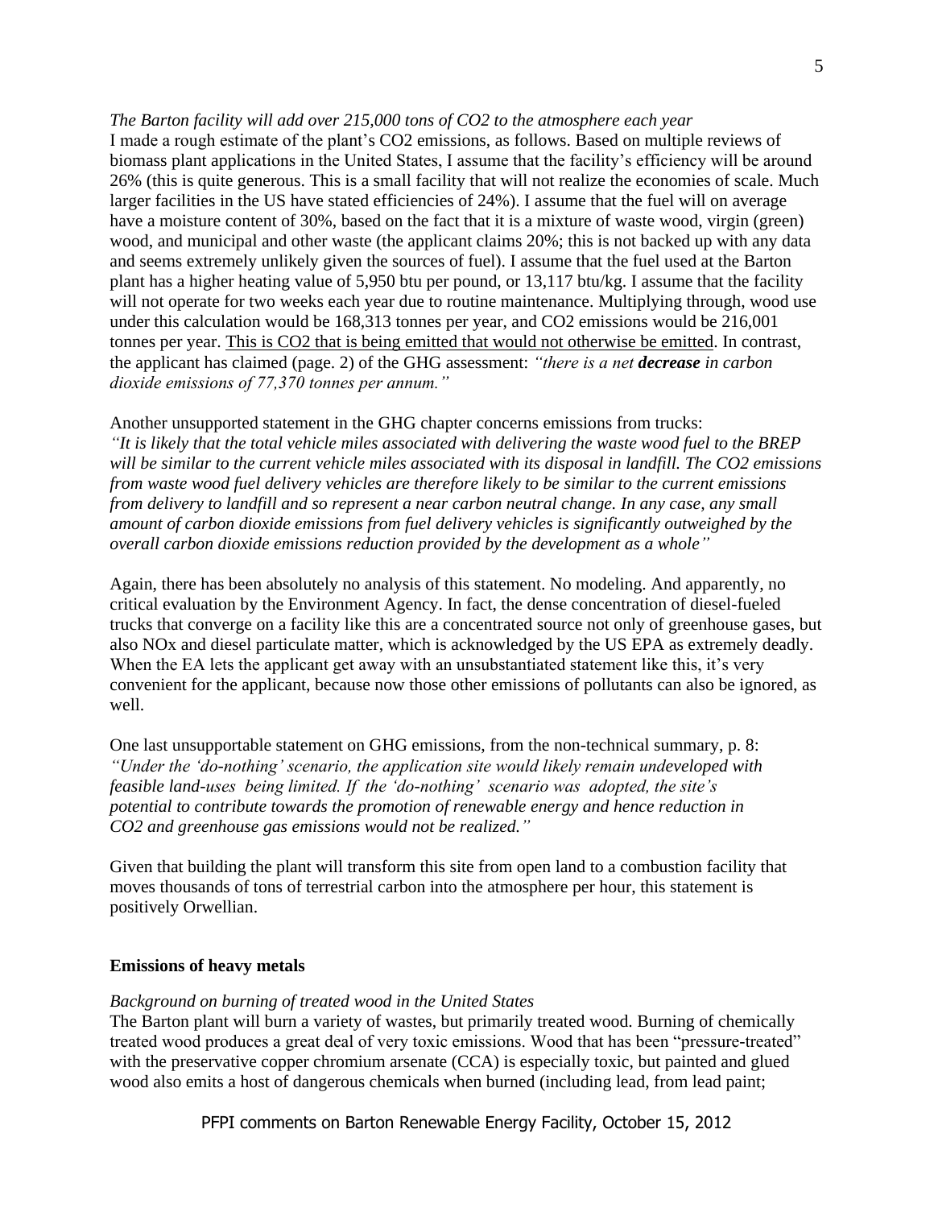*The Barton facility will add over 215,000 tons of $CO_2$ to the atmosphere each year*

I made a rough estimate of the plant's $CO_2$ emissions, as follows. Based on multiple reviews of biomass plant applications in the United States, I assume that the facility's efficiency will be around 26% (this is quite generous. This is a small facility that will not realize the economies of scale. Much larger facilities in the US have stated efficiencies of 24%). I assume that the fuel will on average have a moisture content of 30%, based on the fact that it is a mixture of waste wood, virgin (green) wood, and municipal and other waste (the applicant claims 20%; this is not backed up with any data and seems extremely unlikely given the sources of fuel). I assume that the fuel used at the Barton plant has a higher heating value of 5,950 btu per pound, or 13,117 btu/kg. I assume that the facility will not operate for two weeks each year due to routine maintenance. Multiplying through, wood use under this calculation would be 168,313 tonnes per year, and $CO_2$ emissions would be 216,001 tonnes per year. <u>This is $CO_2$ that is being emitted that would not otherwise be emitted</u>. In contrast, the applicant has claimed (page. 2) of the GHG assessment: *"there is a net **decrease** in carbon dioxide emissions of 77,370 tonnes per annum."*

Another unsupported statement in the GHG chapter concerns emissions from trucks:
*"It is likely that the total vehicle miles associated with delivering the waste wood fuel to the BREP will be similar to the current vehicle miles associated with its disposal in landfill. The $CO_2$ emissions from waste wood fuel delivery vehicles are therefore likely to be similar to the current emissions from delivery to landfill and so represent a near carbon neutral change. In any case, any small amount of carbon dioxide emissions from fuel delivery vehicles is significantly outweighed by the overall carbon dioxide emissions reduction provided by the development as a whole"*

Again, there has been absolutely no analysis of this statement. No modeling. And apparently, no critical evaluation by the Environment Agency. In fact, the dense concentration of diesel-fueled trucks that converge on a facility like this are a concentrated source not only of greenhouse gases, but also NOx and diesel particulate matter, which is acknowledged by the US EPA as extremely deadly. When the EA lets the applicant get away with an unsubstantiated statement like this, it's very convenient for the applicant, because now those other emissions of pollutants can also be ignored, as well.

One last unsupportable statement on GHG emissions, from the non-technical summary, p. 8:
*"Under the 'do-nothing' scenario, the application site would likely remain undeveloped with feasible land-uses being limited. If the 'do-nothing' scenario was adopted, the site's potential to contribute towards the promotion of renewable energy and hence reduction in $CO_2$ and greenhouse gas emissions would not be realized."*

Given that building the plant will transform this site from open land to a combustion facility that moves thousands of tons of terrestrial carbon into the atmosphere per hour, this statement is positively Orwellian.

**Emissions of heavy metals**

*Background on burning of treated wood in the United States*

The Barton plant will burn a variety of wastes, but primarily treated wood. Burning of chemically treated wood produces a great deal of very toxic emissions. Wood that has been "pressure-treated" with the preservative copper chromium arsenate (CCA) is especially toxic, but painted and glued wood also emits a host of dangerous chemicals when burned (including lead, from lead paint;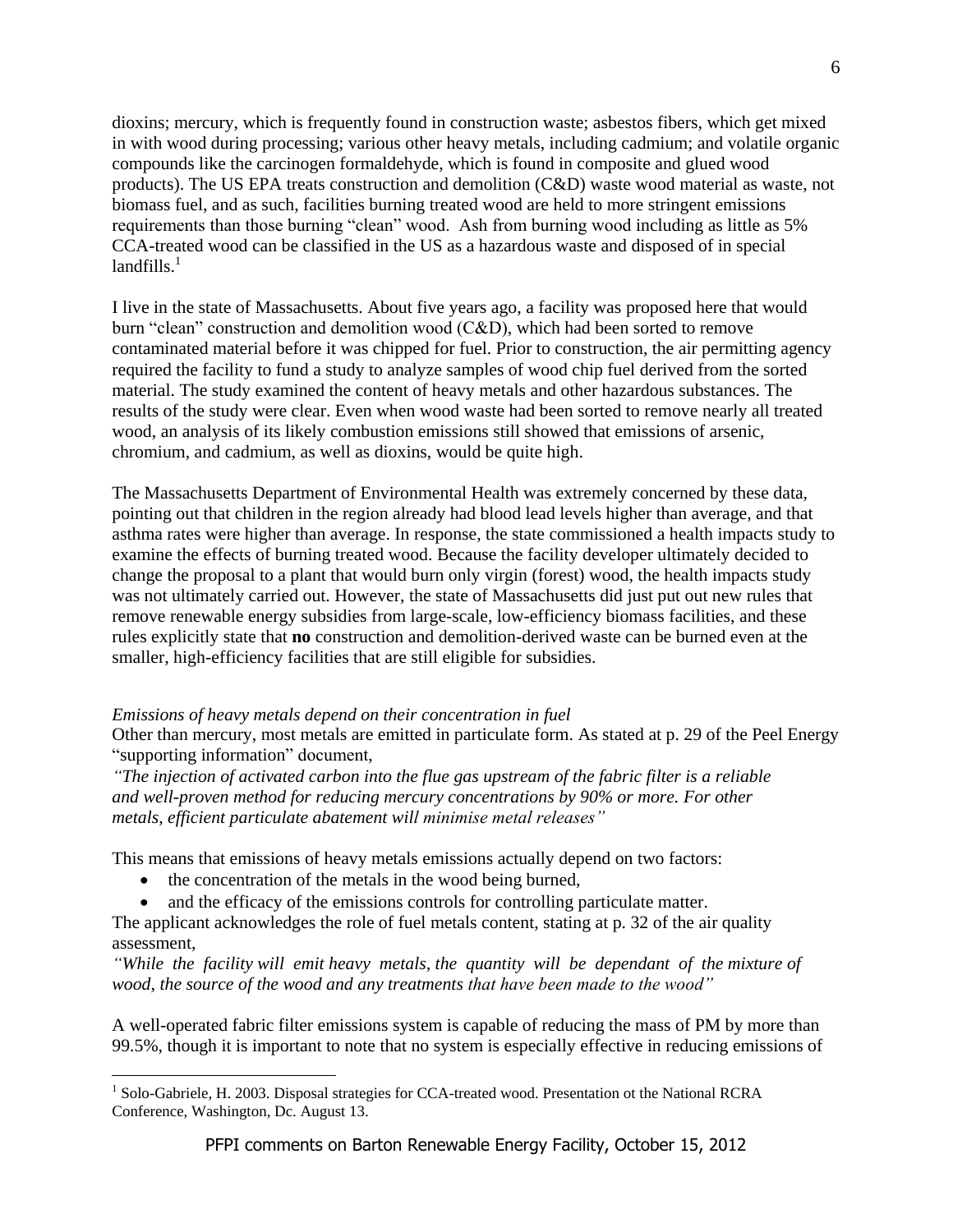dioxins; mercury, which is frequently found in construction waste; asbestos fibers, which get mixed in with wood during processing; various other heavy metals, including cadmium; and volatile organic compounds like the carcinogen formaldehyde, which is found in composite and glued wood products). The US EPA treats construction and demolition (C&D) waste wood material as waste, not biomass fuel, and as such, facilities burning treated wood are held to more stringent emissions requirements than those burning "clean" wood. Ash from burning wood including as little as 5% CCA-treated wood can be classified in the US as a hazardous waste and disposed of in special landfills.[1]

I live in the state of Massachusetts. About five years ago, a facility was proposed here that would burn "clean" construction and demolition wood (C&D), which had been sorted to remove contaminated material before it was chipped for fuel. Prior to construction, the air permitting agency required the facility to fund a study to analyze samples of wood chip fuel derived from the sorted material. The study examined the content of heavy metals and other hazardous substances. The results of the study were clear. Even when wood waste had been sorted to remove nearly all treated wood, an analysis of its likely combustion emissions still showed that emissions of arsenic, chromium, and cadmium, as well as dioxins, would be quite high.

The Massachusetts Department of Environmental Health was extremely concerned by these data, pointing out that children in the region already had blood lead levels higher than average, and that asthma rates were higher than average. In response, the state commissioned a health impacts study to examine the effects of burning treated wood. Because the facility developer ultimately decided to change the proposal to a plant that would burn only virgin (forest) wood, the health impacts study was not ultimately carried out. However, the state of Massachusetts did just put out new rules that remove renewable energy subsidies from large-scale, low-efficiency biomass facilities, and these rules explicitly state that **no** construction and demolition-derived waste can be burned even at the smaller, high-efficiency facilities that are still eligible for subsidies.

*Emissions of heavy metals depend on their concentration in fuel*

Other than mercury, most metals are emitted in particulate form. As stated at p. 29 of the Peel Energy "supporting information" document,

*"The injection of activated carbon into the flue gas upstream of the fabric filter is a reliable and well-proven method for reducing mercury concentrations by 90% or more. For other metals, efficient particulate abatement will minimise metal releases"*

This means that emissions of heavy metals emissions actually depend on two factors:

- the concentration of the metals in the wood being burned,
- and the efficacy of the emissions controls for controlling particulate matter.

The applicant acknowledges the role of fuel metals content, stating at p. 32 of the air quality assessment,

*"While the facility will emit heavy metals, the quantity will be dependant of the mixture of wood, the source of the wood and any treatments that have been made to the wood"*

A well-operated fabric filter emissions system is capable of reducing the mass of PM by more than 99.5%, though it is important to note that no system is especially effective in reducing emissions of

[1] Solo-Gabriele, H. 2003. Disposal strategies for CCA-treated wood. Presentation ot the National RCRA Conference, Washington, Dc. August 13.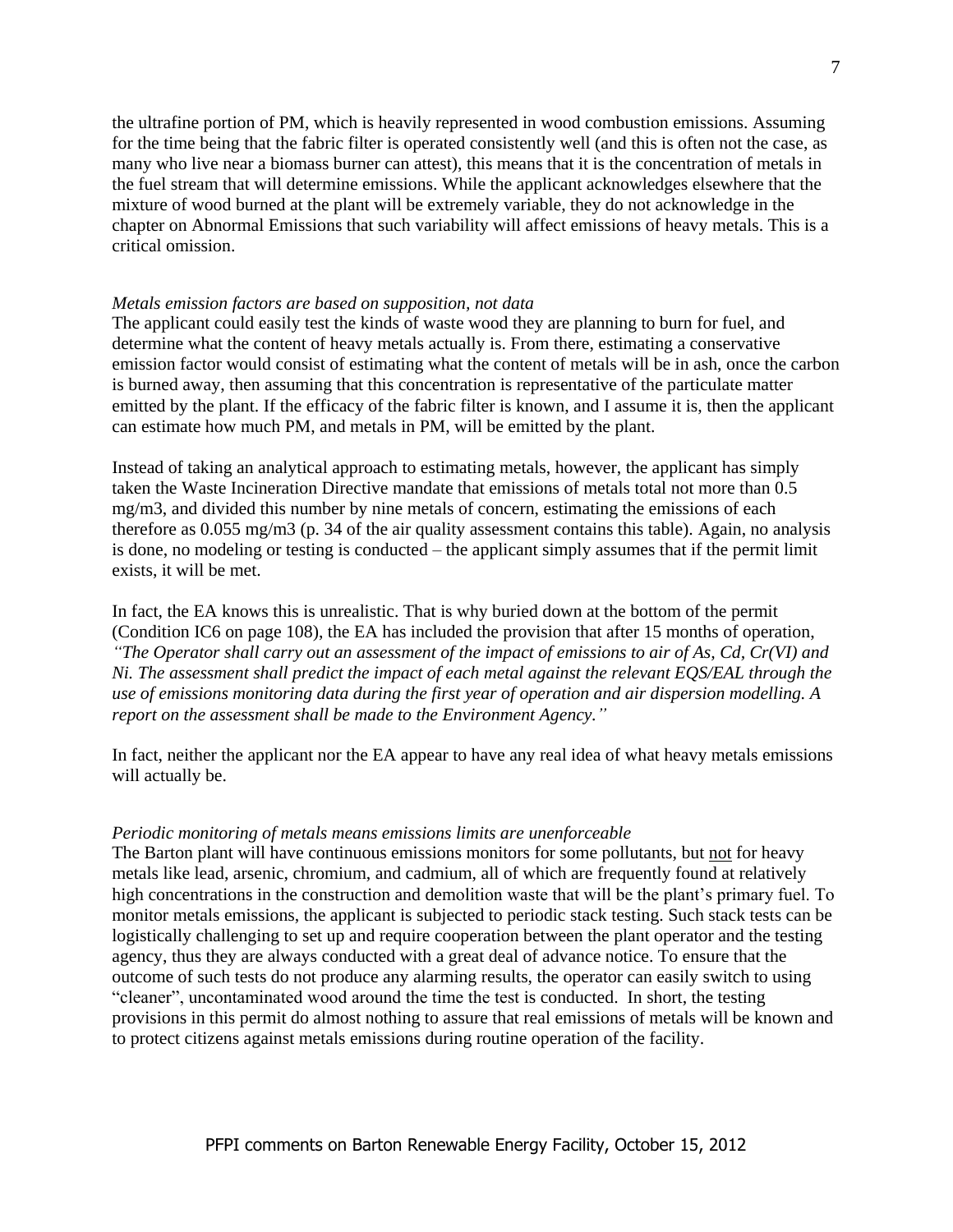the ultrafine portion of PM, which is heavily represented in wood combustion emissions. Assuming for the time being that the fabric filter is operated consistently well (and this is often not the case, as many who live near a biomass burner can attest), this means that it is the concentration of metals in the fuel stream that will determine emissions. While the applicant acknowledges elsewhere that the mixture of wood burned at the plant will be extremely variable, they do not acknowledge in the chapter on Abnormal Emissions that such variability will affect emissions of heavy metals. This is a critical omission.

*Metals emission factors are based on supposition, not data*

The applicant could easily test the kinds of waste wood they are planning to burn for fuel, and determine what the content of heavy metals actually is. From there, estimating a conservative emission factor would consist of estimating what the content of metals will be in ash, once the carbon is burned away, then assuming that this concentration is representative of the particulate matter emitted by the plant. If the efficacy of the fabric filter is known, and I assume it is, then the applicant can estimate how much PM, and metals in PM, will be emitted by the plant.

Instead of taking an analytical approach to estimating metals, however, the applicant has simply taken the Waste Incineration Directive mandate that emissions of metals total not more than 0.5 mg/m3, and divided this number by nine metals of concern, estimating the emissions of each therefore as 0.055 mg/m3 (p. 34 of the air quality assessment contains this table). Again, no analysis is done, no modeling or testing is conducted – the applicant simply assumes that if the permit limit exists, it will be met.

In fact, the EA knows this is unrealistic. That is why buried down at the bottom of the permit (Condition IC6 on page 108), the EA has included the provision that after 15 months of operation, *"The Operator shall carry out an assessment of the impact of emissions to air of As, Cd, Cr(VI) and Ni. The assessment shall predict the impact of each metal against the relevant EQS/EAL through the use of emissions monitoring data during the first year of operation and air dispersion modelling. A report on the assessment shall be made to the Environment Agency."*

In fact, neither the applicant nor the EA appear to have any real idea of what heavy metals emissions will actually be.

*Periodic monitoring of metals means emissions limits are unenforceable*

The Barton plant will have continuous emissions monitors for some pollutants, but <u>not</u> for heavy metals like lead, arsenic, chromium, and cadmium, all of which are frequently found at relatively high concentrations in the construction and demolition waste that will be the plant's primary fuel. To monitor metals emissions, the applicant is subjected to periodic stack testing. Such stack tests can be logistically challenging to set up and require cooperation between the plant operator and the testing agency, thus they are always conducted with a great deal of advance notice. To ensure that the outcome of such tests do not produce any alarming results, the operator can easily switch to using "cleaner", uncontaminated wood around the time the test is conducted. In short, the testing provisions in this permit do almost nothing to assure that real emissions of metals will be known and to protect citizens against metals emissions during routine operation of the facility.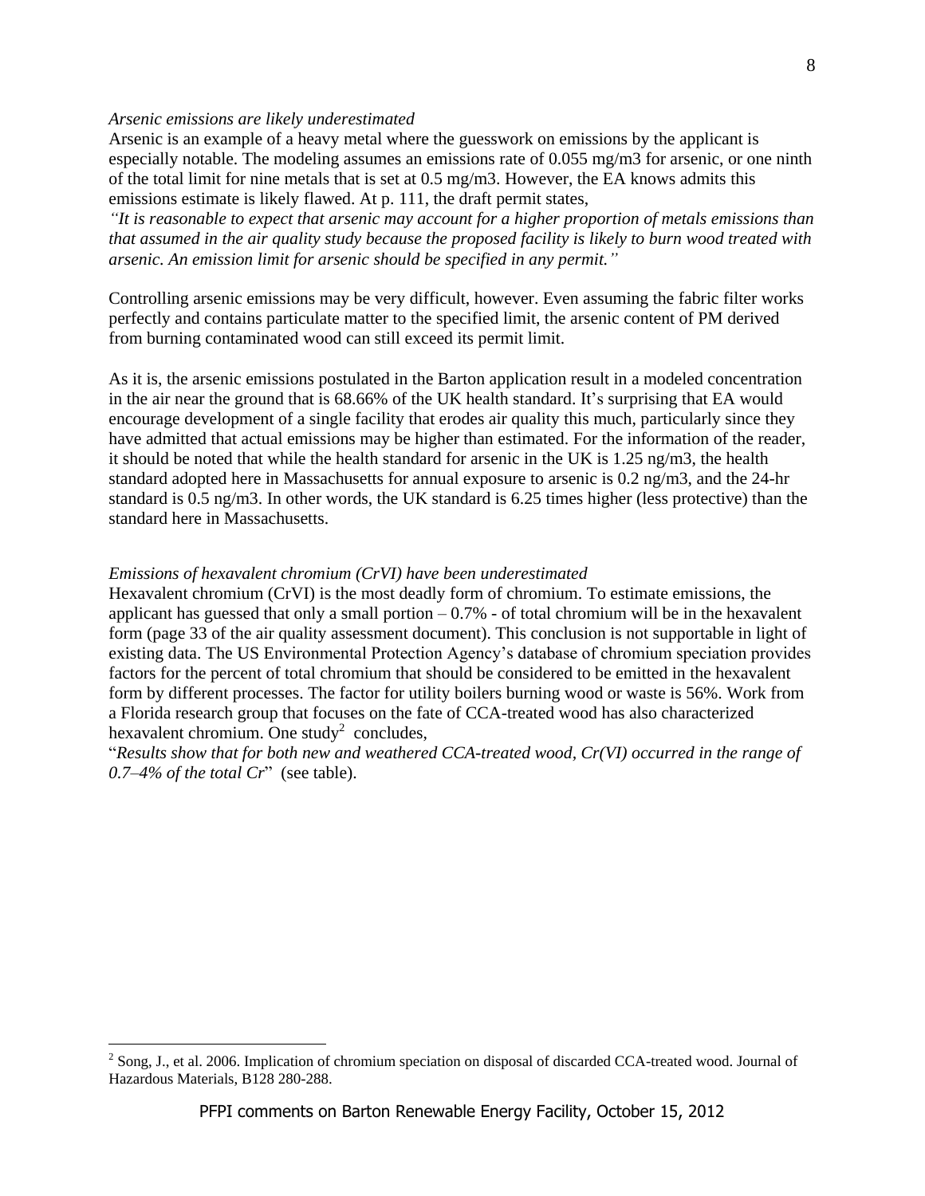*Arsenic emissions are likely underestimated*

Arsenic is an example of a heavy metal where the guesswork on emissions by the applicant is especially notable. The modeling assumes an emissions rate of 0.055 mg/m3 for arsenic, or one ninth of the total limit for nine metals that is set at 0.5 mg/m3. However, the EA knows admits this emissions estimate is likely flawed. At p. 111, the draft permit states,

*"It is reasonable to expect that arsenic may account for a higher proportion of metals emissions than that assumed in the air quality study because the proposed facility is likely to burn wood treated with arsenic. An emission limit for arsenic should be specified in any permit."*

Controlling arsenic emissions may be very difficult, however. Even assuming the fabric filter works perfectly and contains particulate matter to the specified limit, the arsenic content of PM derived from burning contaminated wood can still exceed its permit limit.

As it is, the arsenic emissions postulated in the Barton application result in a modeled concentration in the air near the ground that is 68.66% of the UK health standard. It's surprising that EA would encourage development of a single facility that erodes air quality this much, particularly since they have admitted that actual emissions may be higher than estimated. For the information of the reader, it should be noted that while the health standard for arsenic in the UK is 1.25 ng/m3, the health standard adopted here in Massachusetts for annual exposure to arsenic is 0.2 ng/m3, and the 24-hr standard is 0.5 ng/m3. In other words, the UK standard is 6.25 times higher (less protective) than the standard here in Massachusetts.

*Emissions of hexavalent chromium (CrVI) have been underestimated*

Hexavalent chromium (CrVI) is the most deadly form of chromium. To estimate emissions, the applicant has guessed that only a small portion – 0.7% - of total chromium will be in the hexavalent form (page 33 of the air quality assessment document). This conclusion is not supportable in light of existing data. The US Environmental Protection Agency's database of chromium speciation provides factors for the percent of total chromium that should be considered to be emitted in the hexavalent form by different processes. The factor for utility boilers burning wood or waste is 56%. Work from a Florida research group that focuses on the fate of CCA-treated wood has also characterized hexavalent chromium. One study[2] concludes,

"*Results show that for both new and weathered CCA-treated wood, Cr(VI) occurred in the range of 0.7–4% of the total Cr*" (see table).

[2] Song, J., et al. 2006. Implication of chromium speciation on disposal of discarded CCA-treated wood. Journal of Hazardous Materials, B128 280-288.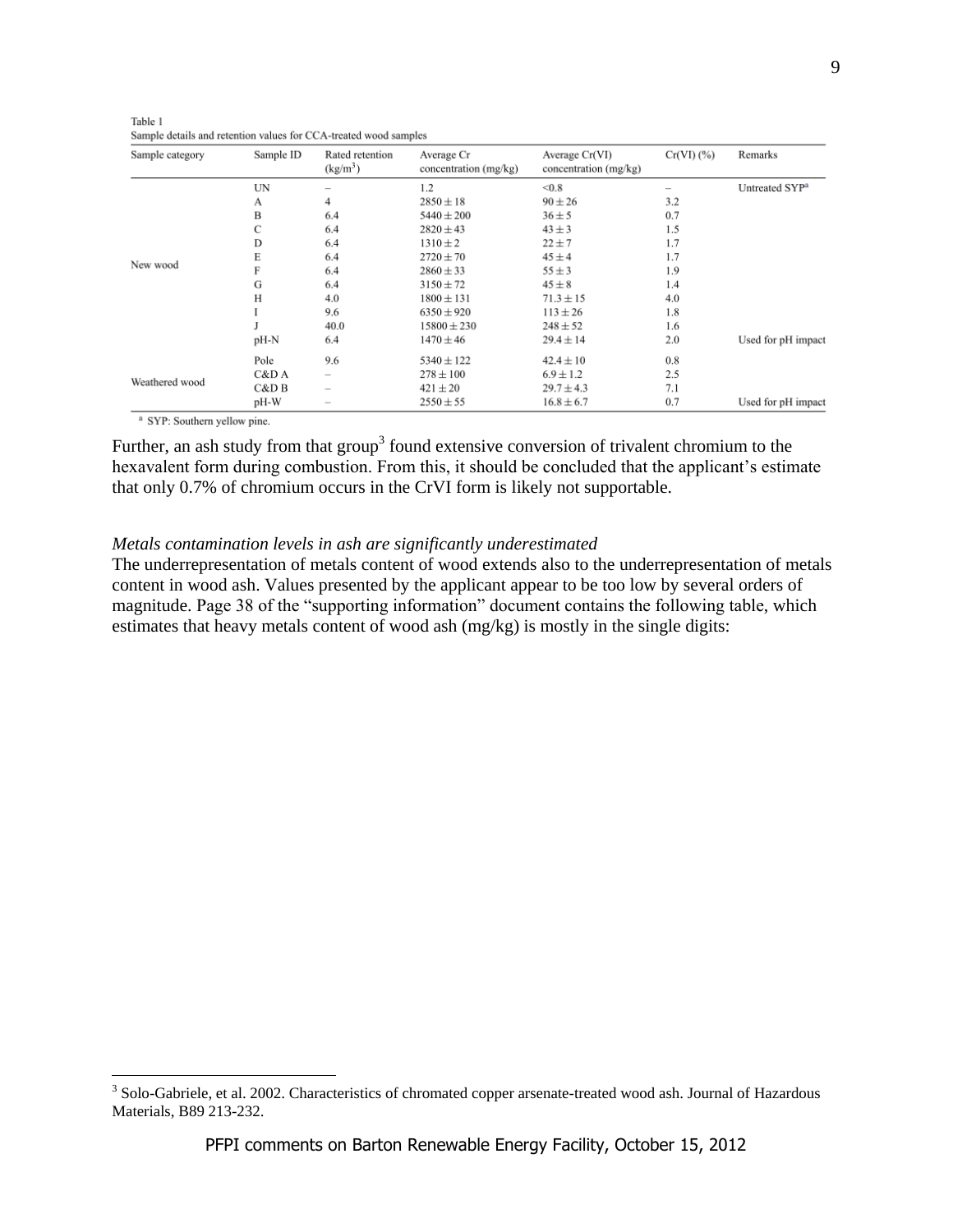Table 1
Sample details and retention values for CCA-treated wood samples

| Sample category | Sample ID | Rated retention ($kg/m^3$) | Average Cr concentration (mg/kg) | Average Cr(VI) concentration (mg/kg) | Cr(VI) (%) | Remarks |
|---|---|---|---|---|---|---|
| New wood | UN | – | 1.2 | <0.8 | – | Untreated SYP[a] |
| | A | 4 | $2850 \pm 18$ | $90 \pm 26$ | 3.2 | |
| | B | 6.4 | $5440 \pm 200$ | $36 \pm 5$ | 0.7 | |
| | C | 6.4 | $2820 \pm 43$ | $43 \pm 3$ | 1.5 | |
| | D | 6.4 | $1310 \pm 2$ | $22 \pm 7$ | 1.7 | |
| | E | 6.4 | $2720 \pm 70$ | $45 \pm 4$ | 1.7 | |
| | F | 6.4 | $2860 \pm 33$ | $55 \pm 3$ | 1.9 | |
| | G | 6.4 | $3150 \pm 72$ | $45 \pm 8$ | 1.4 | |
| | H | 4.0 | $1800 \pm 131$ | $71.3 \pm 15$ | 4.0 | |
| | I | 9.6 | $6350 \pm 920$ | $113 \pm 26$ | 1.8 | |
| | J | 40.0 | $15800 \pm 230$ | $248 \pm 52$ | 1.6 | |
| | pH-N | 6.4 | $1470 \pm 46$ | $29.4 \pm 14$ | 2.0 | Used for pH impact |
| Weathered wood | Pole | 9.6 | $5340 \pm 122$ | $42.4 \pm 10$ | 0.8 | |
| | C&D A | – | $278 \pm 100$ | $6.9 \pm 1.2$ | 2.5 | |
| | C&D B | – | $421 \pm 20$ | $29.7 \pm 4.3$ | 7.1 | |
| | pH-W | – | $2550 \pm 55$ | $16.8 \pm 6.7$ | 0.7 | Used for pH impact |

[a] SYP: Southern yellow pine.

Further, an ash study from that group[3] found extensive conversion of trivalent chromium to the hexavalent form during combustion. From this, it should be concluded that the applicant's estimate that only 0.7% of chromium occurs in the CrVI form is likely not supportable.

*Metals contamination levels in ash are significantly underestimated*

The underrepresentation of metals content of wood extends also to the underrepresentation of metals content in wood ash. Values presented by the applicant appear to be too low by several orders of magnitude. Page 38 of the "supporting information" document contains the following table, which estimates that heavy metals content of wood ash (mg/kg) is mostly in the single digits:

[3] Solo-Gabriele, et al. 2002. Characteristics of chromated copper arsenate-treated wood ash. Journal of Hazardous Materials, B89 213-232.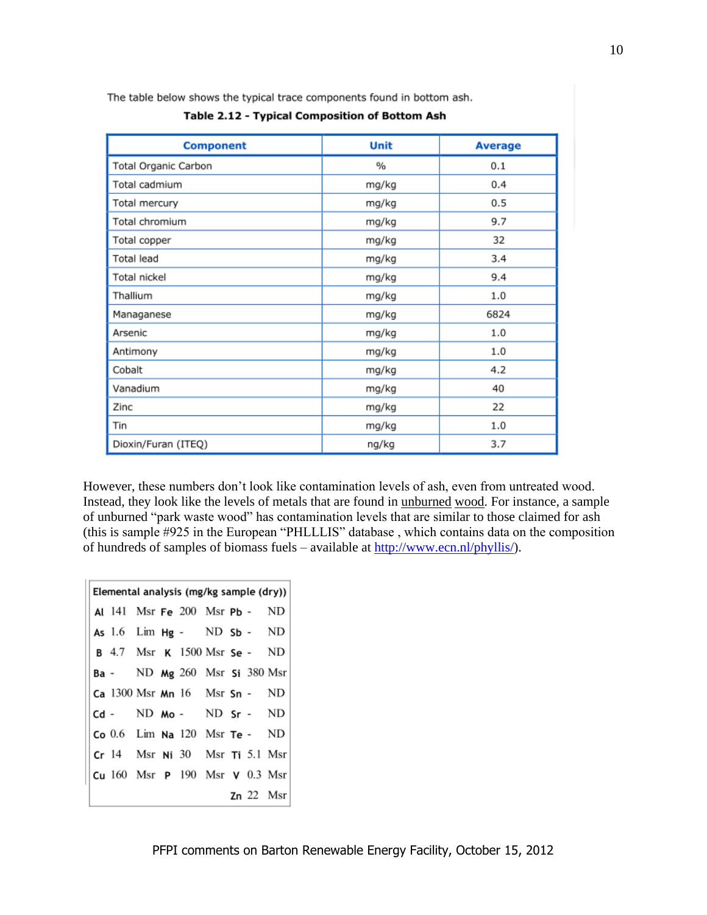The table below shows the typical trace components found in bottom ash.

**Table 2.12 - Typical Composition of Bottom Ash**

| Component | Unit | Average |
|---|---|---|
| Total Organic Carbon | % | 0.1 |
| Total cadmium | mg/kg | 0.4 |
| Total mercury | mg/kg | 0.5 |
| Total chromium | mg/kg | 9.7 |
| Total copper | mg/kg | 32 |
| Total lead | mg/kg | 3.4 |
| Total nickel | mg/kg | 9.4 |
| Thallium | mg/kg | 1.0 |
| Managanese | mg/kg | 6824 |
| Arsenic | mg/kg | 1.0 |
| Antimony | mg/kg | 1.0 |
| Cobalt | mg/kg | 4.2 |
| Vanadium | mg/kg | 40 |
| Zinc | mg/kg | 22 |
| Tin | mg/kg | 1.0 |
| Dioxin/Furan (ITEQ) | ng/kg | 3.7 |

However, these numbers don't look like contamination levels of ash, even from untreated wood. Instead, they look like the levels of metals that are found in unburned wood. For instance, a sample of unburned "park waste wood" has contamination levels that are similar to those claimed for ash (this is sample #925 in the European "PHLLLIS" database , which contains data on the composition of hundreds of samples of biomass fuels – available at http://www.ecn.nl/phyllis/).

| Elemental analysis (mg/kg sample (dry)) | | | | | | | | |
|---|---|---|---|---|---|---|---|---|
| **Al** | 141 | Msr | **Fe** | 200 | Msr | **Pb** | - | ND |
| **As** | 1.6 | Lim | **Hg** | - | ND | **Sb** | - | ND |
| **B** | 4.7 | Msr | **K** | 1500 | Msr | **Se** | - | ND |
| **Ba** | - | ND | **Mg** | 260 | Msr | **Si** | 380 | Msr |
| **Ca** | 1300 | Msr | **Mn** | 16 | Msr | **Sn** | - | ND |
| **Cd** | - | ND | **Mo** | - | ND | **Sr** | - | ND |
| **Co** | 0.6 | Lim | **Na** | 120 | Msr | **Te** | - | ND |
| **Cr** | 14 | Msr | **Ni** | 30 | Msr | **Ti** | 5.1 | Msr |
| **Cu** | 160 | Msr | **P** | 190 | Msr | **V** | 0.3 | Msr |
| | | | | | | **Zn** | 22 | Msr |

PFPI comments on Barton Renewable Energy Facility, October 15, 2012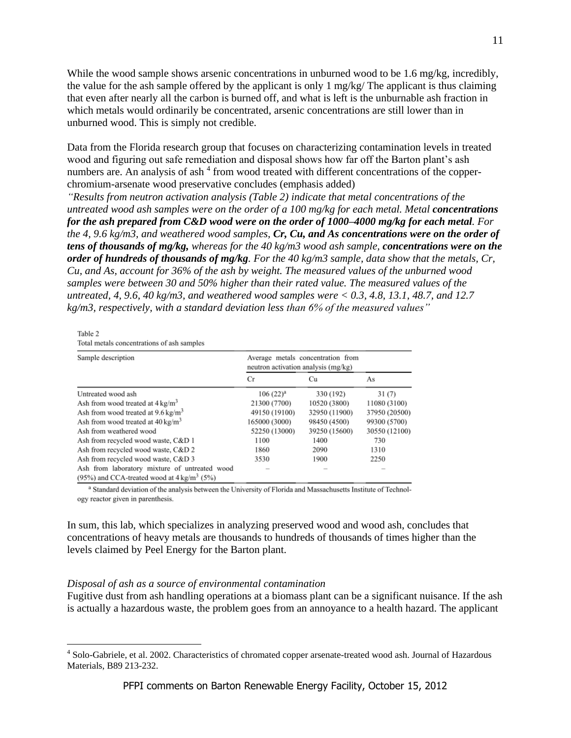While the wood sample shows arsenic concentrations in unburned wood to be 1.6 mg/kg, incredibly, the value for the ash sample offered by the applicant is only 1 mg/kg/ The applicant is thus claiming that even after nearly all the carbon is burned off, and what is left is the unburnable ash fraction in which metals would ordinarily be concentrated, arsenic concentrations are still lower than in unburned wood. This is simply not credible.

Data from the Florida research group that focuses on characterizing contamination levels in treated wood and figuring out safe remediation and disposal shows how far off the Barton plant's ash numbers are. An analysis of ash [4] from wood treated with different concentrations of the copper-chromium-arsenate wood preservative concludes (emphasis added)

*"Results from neutron activation analysis (Table 2) indicate that metal concentrations of the untreated wood ash samples were on the order of a 100 mg/kg for each metal. Metal* ***concentrations for the ash prepared from C&D wood were on the order of 1000–4000 mg/kg for each metal****. For the 4, 9.6 kg/m3, and weathered wood samples,* ***Cr, Cu, and As concentrations were on the order of tens of thousands of mg/kg,*** *whereas for the 40 kg/m3 wood ash sample,* ***concentrations were on the order of hundreds of thousands of mg/kg****. For the 40 kg/m3 sample, data show that the metals, Cr, Cu, and As, account for 36% of the ash by weight. The measured values of the unburned wood samples were between 30 and 50% higher than their rated value. The measured values of the untreated, 4, 9.6, 40 kg/m3, and weathered wood samples were < 0.3, 4.8, 13.1, 48.7, and 12.7 kg/m3, respectively, with a standard deviation less than 6% of the measured values"*

Table 2
Total metals concentrations of ash samples

| Sample description | Average metals concentration from neutron activation analysis (mg/kg) | | |
|---|---|---|---|
| | Cr | Cu | As |
| Untreated wood ash | 106 (22)[a] | 330 (192) | 31 (7) |
| Ash from wood treated at 4 kg/m$^3$ | 21300 (7700) | 10520 (3800) | 11080 (3100) |
| Ash from wood treated at 9.6 kg/m$^3$ | 49150 (19100) | 32950 (11900) | 37950 (20500) |
| Ash from wood treated at 40 kg/m$^3$ | 165000 (3000) | 98450 (4500) | 99300 (5700) |
| Ash from weathered wood | 52250 (13000) | 39250 (15600) | 30550 (12100) |
| Ash from recycled wood waste, C&D 1 | 1100 | 1400 | 730 |
| Ash from recycled wood waste, C&D 2 | 1860 | 2090 | 1310 |
| Ash from recycled wood waste, C&D 3 | 3530 | 1900 | 2250 |
| Ash from laboratory mixture of untreated wood (95%) and CCA-treated wood at 4 kg/m$^3$ (5%) | – | – | – |

[a] Standard deviation of the analysis between the University of Florida and Massachusetts Institute of Technology reactor given in parenthesis.

In sum, this lab, which specializes in analyzing preserved wood and wood ash, concludes that concentrations of heavy metals are thousands to hundreds of thousands of times higher than the levels claimed by Peel Energy for the Barton plant.

*Disposal of ash as a source of environmental contamination*

Fugitive dust from ash handling operations at a biomass plant can be a significant nuisance. If the ash is actually a hazardous waste, the problem goes from an annoyance to a health hazard. The applicant

[4] Solo-Gabriele, et al. 2002. Characteristics of chromated copper arsenate-treated wood ash. Journal of Hazardous Materials, B89 213-232.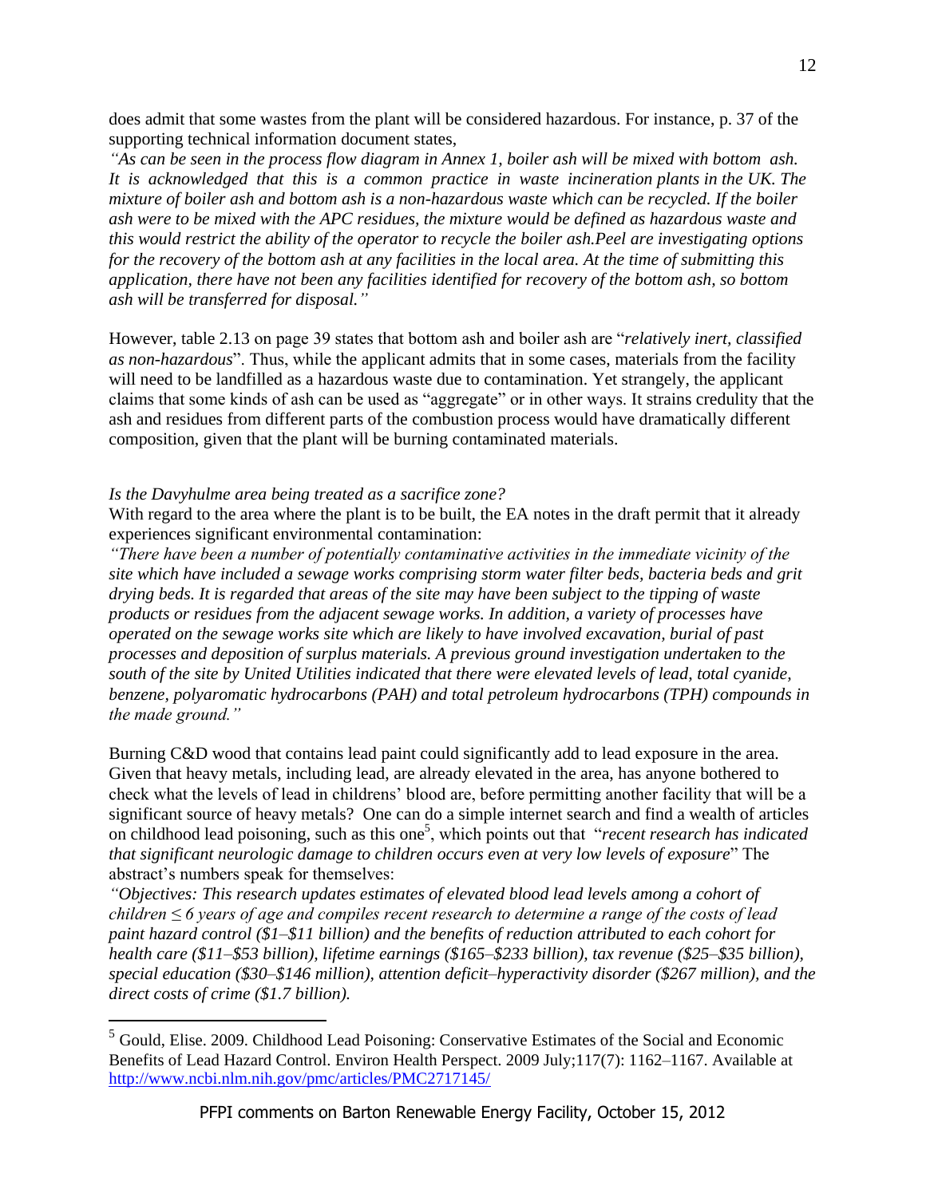does admit that some wastes from the plant will be considered hazardous. For instance, p. 37 of the supporting technical information document states,

*"As can be seen in the process flow diagram in Annex 1, boiler ash will be mixed with bottom ash. It is acknowledged that this is a common practice in waste incineration plants in the UK. The mixture of boiler ash and bottom ash is a non-hazardous waste which can be recycled. If the boiler ash were to be mixed with the APC residues, the mixture would be defined as hazardous waste and this would restrict the ability of the operator to recycle the boiler ash.Peel are investigating options for the recovery of the bottom ash at any facilities in the local area. At the time of submitting this application, there have not been any facilities identified for recovery of the bottom ash, so bottom ash will be transferred for disposal."*

However, table 2.13 on page 39 states that bottom ash and boiler ash are "*relatively inert, classified as non-hazardous*". Thus, while the applicant admits that in some cases, materials from the facility will need to be landfilled as a hazardous waste due to contamination. Yet strangely, the applicant claims that some kinds of ash can be used as "aggregate" or in other ways. It strains credulity that the ash and residues from different parts of the combustion process would have dramatically different composition, given that the plant will be burning contaminated materials.

*Is the Davyhulme area being treated as a sacrifice zone?*

With regard to the area where the plant is to be built, the EA notes in the draft permit that it already experiences significant environmental contamination:

*"There have been a number of potentially contaminative activities in the immediate vicinity of the site which have included a sewage works comprising storm water filter beds, bacteria beds and grit drying beds. It is regarded that areas of the site may have been subject to the tipping of waste products or residues from the adjacent sewage works. In addition, a variety of processes have operated on the sewage works site which are likely to have involved excavation, burial of past processes and deposition of surplus materials. A previous ground investigation undertaken to the south of the site by United Utilities indicated that there were elevated levels of lead, total cyanide, benzene, polyaromatic hydrocarbons (PAH) and total petroleum hydrocarbons (TPH) compounds in the made ground."*

Burning C&D wood that contains lead paint could significantly add to lead exposure in the area. Given that heavy metals, including lead, are already elevated in the area, has anyone bothered to check what the levels of lead in childrens' blood are, before permitting another facility that will be a significant source of heavy metals? One can do a simple internet search and find a wealth of articles on childhood lead poisoning, such as this one[5], which points out that "*recent research has indicated that significant neurologic damage to children occurs even at very low levels of exposure*" The abstract's numbers speak for themselves:

*"Objectives: This research updates estimates of elevated blood lead levels among a cohort of children ≤ 6 years of age and compiles recent research to determine a range of the costs of lead paint hazard control ($1–$11 billion) and the benefits of reduction attributed to each cohort for health care ($11–$53 billion), lifetime earnings ($165–$233 billion), tax revenue ($25–$35 billion), special education ($30–$146 million), attention deficit–hyperactivity disorder ($267 million), and the direct costs of crime ($1.7 billion).*

---

[5] Gould, Elise. 2009. Childhood Lead Poisoning: Conservative Estimates of the Social and Economic Benefits of Lead Hazard Control. Environ Health Perspect. 2009 July;117(7): 1162–1167. Available at http://www.ncbi.nlm.nih.gov/pmc/articles/PMC2717145/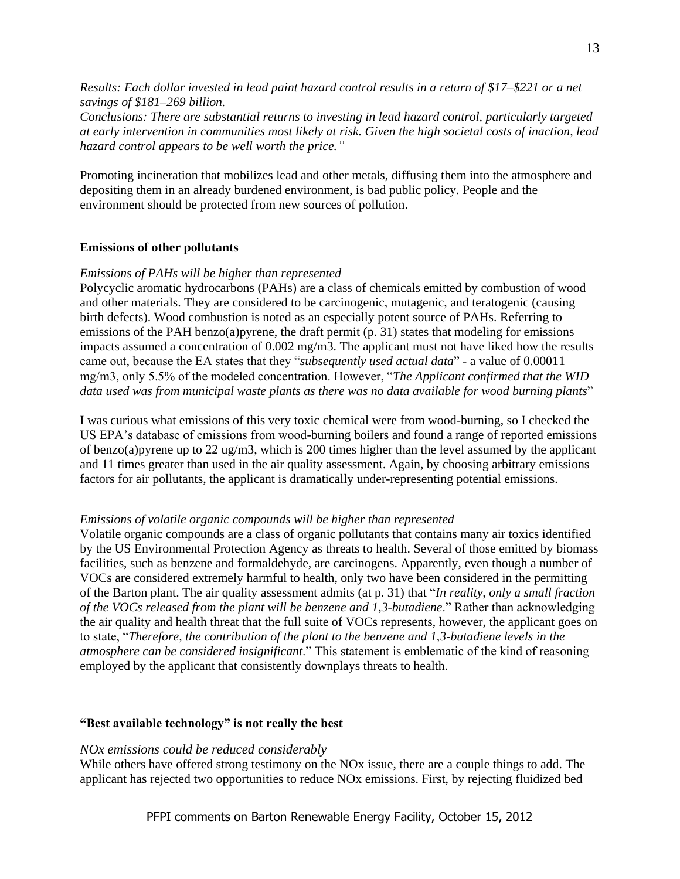*Results: Each dollar invested in lead paint hazard control results in a return of $17–$221 or a net savings of $181–269 billion.*
*Conclusions: There are substantial returns to investing in lead hazard control, particularly targeted at early intervention in communities most likely at risk. Given the high societal costs of inaction, lead hazard control appears to be well worth the price."*

Promoting incineration that mobilizes lead and other metals, diffusing them into the atmosphere and depositing them in an already burdened environment, is bad public policy. People and the environment should be protected from new sources of pollution.

**Emissions of other pollutants**

*Emissions of PAHs will be higher than represented*
Polycyclic aromatic hydrocarbons (PAHs) are a class of chemicals emitted by combustion of wood and other materials. They are considered to be carcinogenic, mutagenic, and teratogenic (causing birth defects). Wood combustion is noted as an especially potent source of PAHs. Referring to emissions of the PAH benzo(a)pyrene, the draft permit (p. 31) states that modeling for emissions impacts assumed a concentration of 0.002 mg/m3. The applicant must not have liked how the results came out, because the EA states that they "*subsequently used actual data*" - a value of 0.00011 mg/m3, only 5.5% of the modeled concentration. However, "*The Applicant confirmed that the WID data used was from municipal waste plants as there was no data available for wood burning plants*"

I was curious what emissions of this very toxic chemical were from wood-burning, so I checked the US EPA's database of emissions from wood-burning boilers and found a range of reported emissions of benzo(a)pyrene up to 22 ug/m3, which is 200 times higher than the level assumed by the applicant and 11 times greater than used in the air quality assessment. Again, by choosing arbitrary emissions factors for air pollutants, the applicant is dramatically under-representing potential emissions.

*Emissions of volatile organic compounds will be higher than represented*
Volatile organic compounds are a class of organic pollutants that contains many air toxics identified by the US Environmental Protection Agency as threats to health. Several of those emitted by biomass facilities, such as benzene and formaldehyde, are carcinogens. Apparently, even though a number of VOCs are considered extremely harmful to health, only two have been considered in the permitting of the Barton plant. The air quality assessment admits (at p. 31) that "*In reality, only a small fraction of the VOCs released from the plant will be benzene and 1,3-butadiene*." Rather than acknowledging the air quality and health threat that the full suite of VOCs represents, however, the applicant goes on to state, "*Therefore, the contribution of the plant to the benzene and 1,3-butadiene levels in the atmosphere can be considered insignificant*." This statement is emblematic of the kind of reasoning employed by the applicant that consistently downplays threats to health.

**"Best available technology" is not really the best**

*NOx emissions could be reduced considerably*
While others have offered strong testimony on the NOx issue, there are a couple things to add. The applicant has rejected two opportunities to reduce NOx emissions. First, by rejecting fluidized bed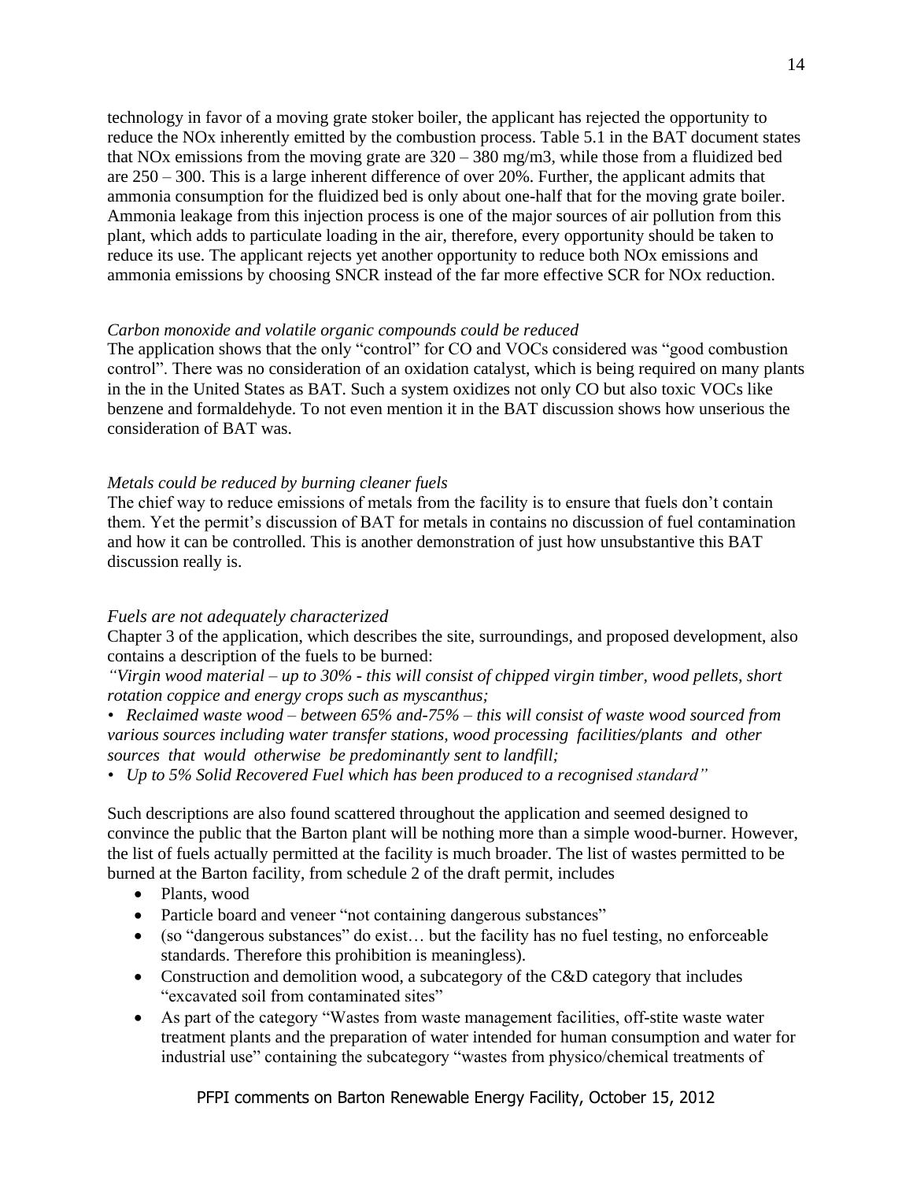technology in favor of a moving grate stoker boiler, the applicant has rejected the opportunity to reduce the NOx inherently emitted by the combustion process. Table 5.1 in the BAT document states that NOx emissions from the moving grate are 320 – 380 mg/m3, while those from a fluidized bed are 250 – 300. This is a large inherent difference of over 20%. Further, the applicant admits that ammonia consumption for the fluidized bed is only about one-half that for the moving grate boiler. Ammonia leakage from this injection process is one of the major sources of air pollution from this plant, which adds to particulate loading in the air, therefore, every opportunity should be taken to reduce its use. The applicant rejects yet another opportunity to reduce both NOx emissions and ammonia emissions by choosing SNCR instead of the far more effective SCR for NOx reduction.

*Carbon monoxide and volatile organic compounds could be reduced*

The application shows that the only "control" for CO and VOCs considered was "good combustion control". There was no consideration of an oxidation catalyst, which is being required on many plants in the in the United States as BAT. Such a system oxidizes not only CO but also toxic VOCs like benzene and formaldehyde. To not even mention it in the BAT discussion shows how unserious the consideration of BAT was.

*Metals could be reduced by burning cleaner fuels*

The chief way to reduce emissions of metals from the facility is to ensure that fuels don't contain them. Yet the permit's discussion of BAT for metals in contains no discussion of fuel contamination and how it can be controlled. This is another demonstration of just how unsubstantive this BAT discussion really is.

*Fuels are not adequately characterized*

Chapter 3 of the application, which describes the site, surroundings, and proposed development, also contains a description of the fuels to be burned:

*"Virgin wood material – up to 30% - this will consist of chipped virgin timber, wood pellets, short rotation coppice and energy crops such as myscanthus;*

*• Reclaimed waste wood – between 65% and-75% – this will consist of waste wood sourced from various sources including water transfer stations, wood processing facilities/plants and other sources that would otherwise be predominantly sent to landfill;*

*• Up to 5% Solid Recovered Fuel which has been produced to a recognised standard"*

Such descriptions are also found scattered throughout the application and seemed designed to convince the public that the Barton plant will be nothing more than a simple wood-burner. However, the list of fuels actually permitted at the facility is much broader. The list of wastes permitted to be burned at the Barton facility, from schedule 2 of the draft permit, includes

- Plants, wood
- Particle board and veneer "not containing dangerous substances"
- (so "dangerous substances" do exist… but the facility has no fuel testing, no enforceable standards. Therefore this prohibition is meaningless).
- Construction and demolition wood, a subcategory of the C&D category that includes "excavated soil from contaminated sites"
- As part of the category "Wastes from waste management facilities, off-stite waste water treatment plants and the preparation of water intended for human consumption and water for industrial use" containing the subcategory "wastes from physico/chemical treatments of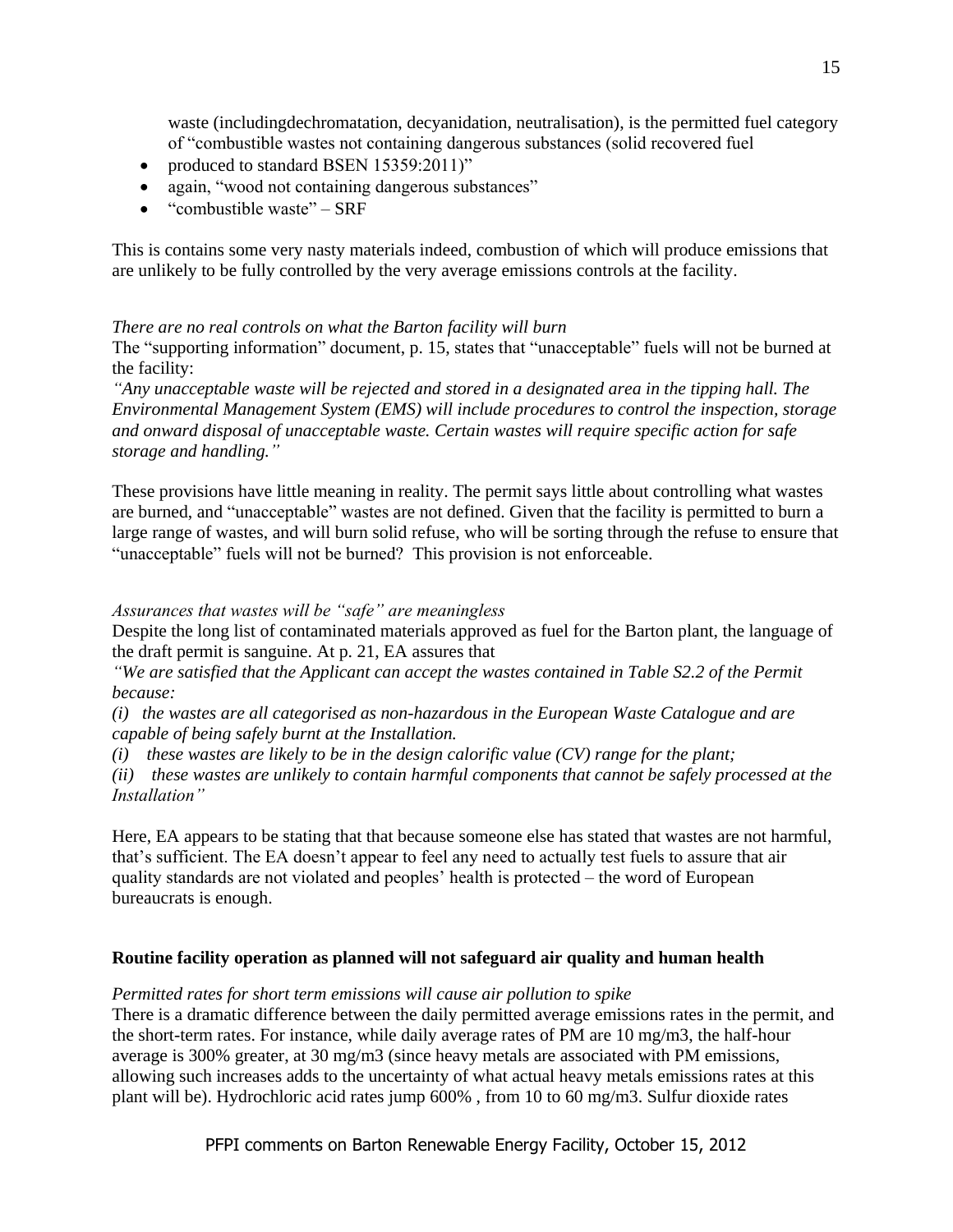waste (includingdechromatation, decyanidation, neutralisation), is the permitted fuel category of "combustible wastes not containing dangerous substances (solid recovered fuel

- produced to standard BSEN 15359:2011)"
- again, "wood not containing dangerous substances"
- "combustible waste" – SRF

This is contains some very nasty materials indeed, combustion of which will produce emissions that are unlikely to be fully controlled by the very average emissions controls at the facility.

*There are no real controls on what the Barton facility will burn*

The "supporting information" document, p. 15, states that "unacceptable" fuels will not be burned at the facility:

*"Any unacceptable waste will be rejected and stored in a designated area in the tipping hall. The Environmental Management System (EMS) will include procedures to control the inspection, storage and onward disposal of unacceptable waste. Certain wastes will require specific action for safe storage and handling."*

These provisions have little meaning in reality. The permit says little about controlling what wastes are burned, and "unacceptable" wastes are not defined. Given that the facility is permitted to burn a large range of wastes, and will burn solid refuse, who will be sorting through the refuse to ensure that "unacceptable" fuels will not be burned? This provision is not enforceable.

*Assurances that wastes will be "safe" are meaningless*

Despite the long list of contaminated materials approved as fuel for the Barton plant, the language of the draft permit is sanguine. At p. 21, EA assures that

*"We are satisfied that the Applicant can accept the wastes contained in Table S2.2 of the Permit because:*

*(i) the wastes are all categorised as non-hazardous in the European Waste Catalogue and are capable of being safely burnt at the Installation.*

*(i) these wastes are likely to be in the design calorific value (CV) range for the plant;*

*(ii) these wastes are unlikely to contain harmful components that cannot be safely processed at the Installation"*

Here, EA appears to be stating that that because someone else has stated that wastes are not harmful, that's sufficient. The EA doesn't appear to feel any need to actually test fuels to assure that air quality standards are not violated and peoples' health is protected – the word of European bureaucrats is enough.

**Routine facility operation as planned will not safeguard air quality and human health**

*Permitted rates for short term emissions will cause air pollution to spike*

There is a dramatic difference between the daily permitted average emissions rates in the permit, and the short-term rates. For instance, while daily average rates of PM are 10 mg/m3, the half-hour average is 300% greater, at 30 mg/m3 (since heavy metals are associated with PM emissions, allowing such increases adds to the uncertainty of what actual heavy metals emissions rates at this plant will be). Hydrochloric acid rates jump 600% , from 10 to 60 mg/m3. Sulfur dioxide rates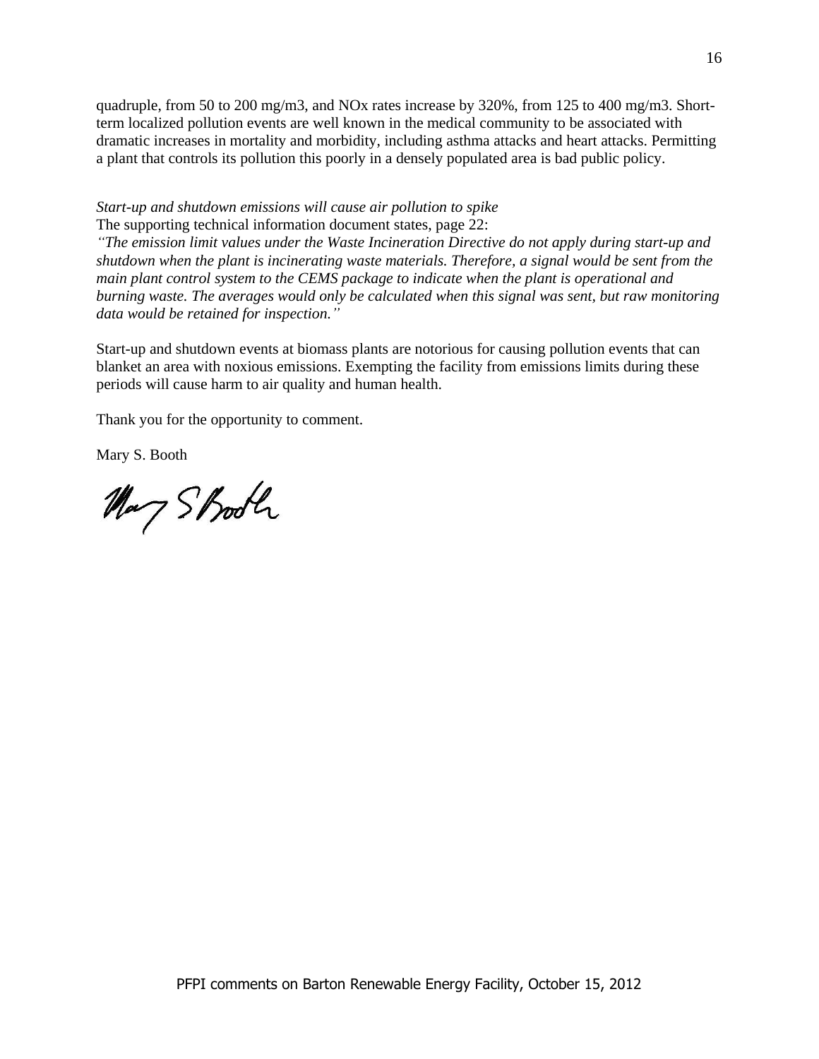quadruple, from 50 to 200 mg/m3, and NOx rates increase by 320%, from 125 to 400 mg/m3. Short-term localized pollution events are well known in the medical community to be associated with dramatic increases in mortality and morbidity, including asthma attacks and heart attacks. Permitting a plant that controls its pollution this poorly in a densely populated area is bad public policy.

*Start-up and shutdown emissions will cause air pollution to spike*
The supporting technical information document states, page 22:
*"The emission limit values under the Waste Incineration Directive do not apply during start-up and shutdown when the plant is incinerating waste materials. Therefore, a signal would be sent from the main plant control system to the CEMS package to indicate when the plant is operational and burning waste. The averages would only be calculated when this signal was sent, but raw monitoring data would be retained for inspection."*

Start-up and shutdown events at biomass plants are notorious for causing pollution events that can blanket an area with noxious emissions. Exempting the facility from emissions limits during these periods will cause harm to air quality and human health.

Thank you for the opportunity to comment.

Mary S. Booth

Mary S Booth